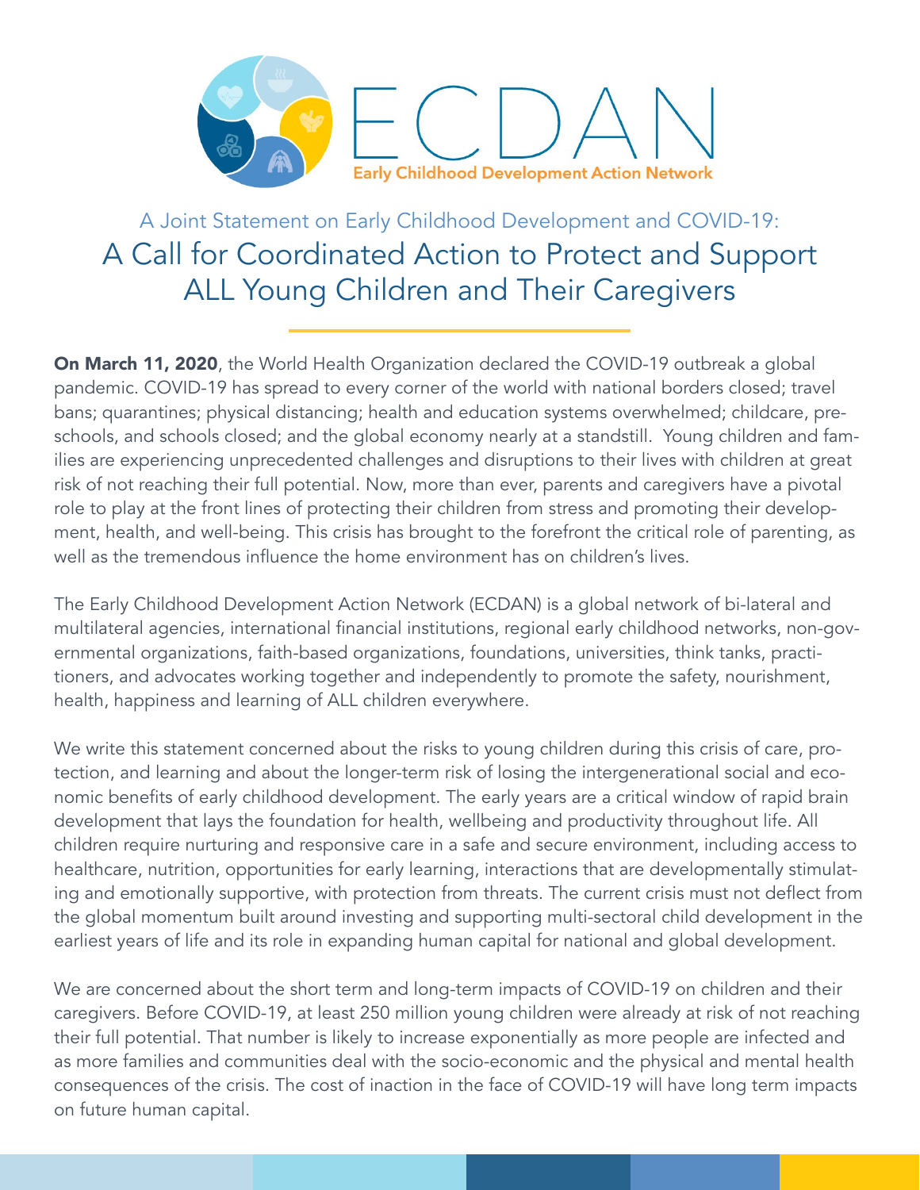# ECDAN

**Early Childhood Development Action Network**

## A Joint Statement on Early Childhood Development and COVID-19:

# A Call for Coordinated Action to Protect and Support ALL Young Children and Their Caregivers

**On March 11, 2020**, the World Health Organization declared the COVID-19 outbreak a global pandemic. COVID-19 has spread to every corner of the world with national borders closed; travel bans; quarantines; physical distancing; health and education systems overwhelmed; childcare, preschools, and schools closed; and the global economy nearly at a standstill. Young children and families are experiencing unprecedented challenges and disruptions to their lives with children at great risk of not reaching their full potential. Now, more than ever, parents and caregivers have a pivotal role to play at the front lines of protecting their children from stress and promoting their development, health, and well-being. This crisis has brought to the forefront the critical role of parenting, as well as the tremendous influence the home environment has on children's lives.

The Early Childhood Development Action Network (ECDAN) is a global network of bi-lateral and multilateral agencies, international financial institutions, regional early childhood networks, non-governmental organizations, faith-based organizations, foundations, universities, think tanks, practitioners, and advocates working together and independently to promote the safety, nourishment, health, happiness and learning of ALL children everywhere.

We write this statement concerned about the risks to young children during this crisis of care, protection, and learning and about the longer-term risk of losing the intergenerational social and economic benefits of early childhood development. The early years are a critical window of rapid brain development that lays the foundation for health, wellbeing and productivity throughout life. All children require nurturing and responsive care in a safe and secure environment, including access to healthcare, nutrition, opportunities for early learning, interactions that are developmentally stimulating and emotionally supportive, with protection from threats. The current crisis must not deflect from the global momentum built around investing and supporting multi-sectoral child development in the earliest years of life and its role in expanding human capital for national and global development.

We are concerned about the short term and long-term impacts of COVID-19 on children and their caregivers. Before COVID-19, at least 250 million young children were already at risk of not reaching their full potential. That number is likely to increase exponentially as more people are infected and as more families and communities deal with the socio-economic and the physical and mental health consequences of the crisis. The cost of inaction in the face of COVID-19 will have long term impacts on future human capital.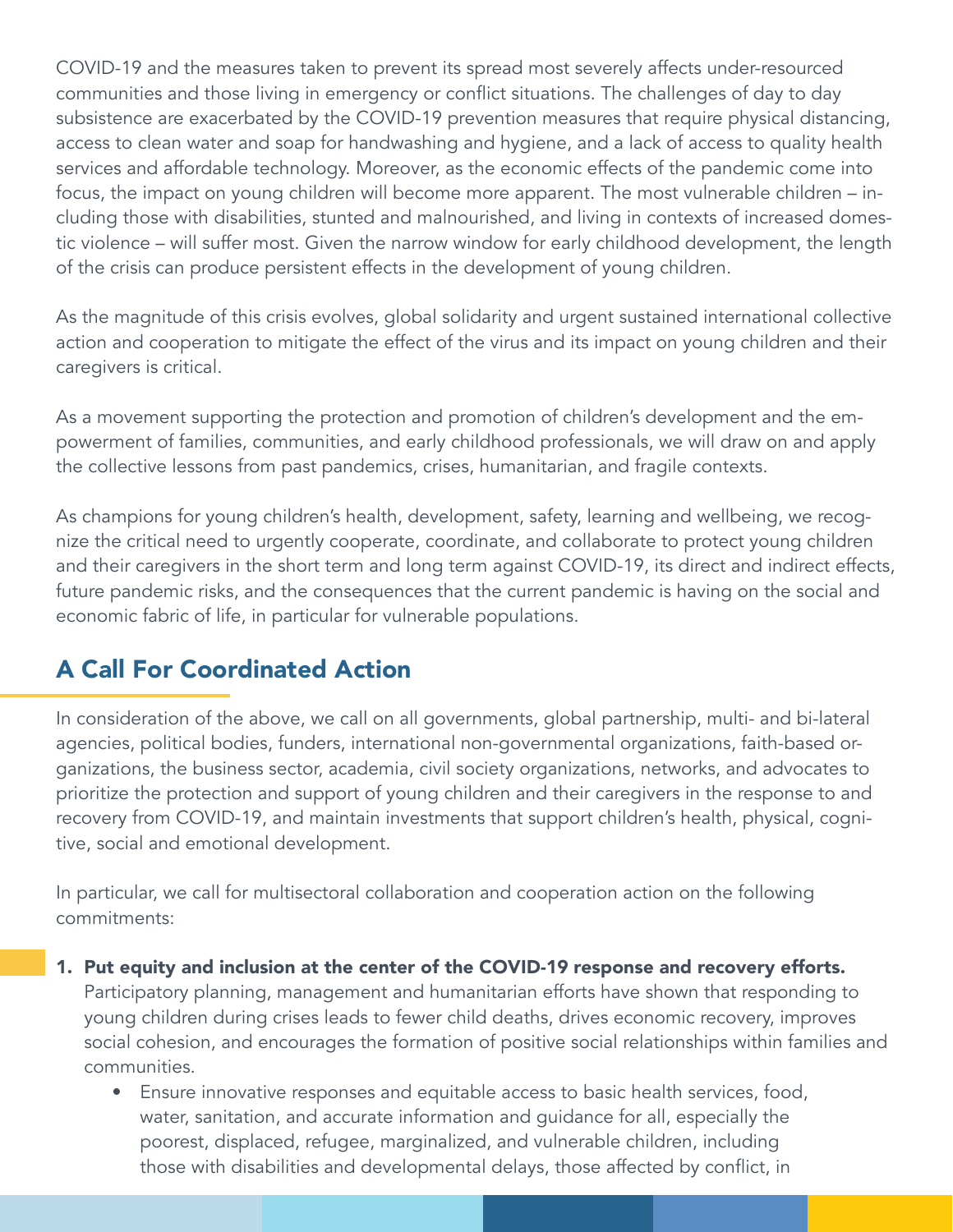COVID-19 and the measures taken to prevent its spread most severely affects under-resourced communities and those living in emergency or conflict situations. The challenges of day to day subsistence are exacerbated by the COVID-19 prevention measures that require physical distancing, access to clean water and soap for handwashing and hygiene, and a lack of access to quality health services and affordable technology. Moreover, as the economic effects of the pandemic come into focus, the impact on young children will become more apparent. The most vulnerable children – including those with disabilities, stunted and malnourished, and living in contexts of increased domestic violence – will suffer most. Given the narrow window for early childhood development, the length of the crisis can produce persistent effects in the development of young children.

As the magnitude of this crisis evolves, global solidarity and urgent sustained international collective action and cooperation to mitigate the effect of the virus and its impact on young children and their caregivers is critical.

As a movement supporting the protection and promotion of children's development and the empowerment of families, communities, and early childhood professionals, we will draw on and apply the collective lessons from past pandemics, crises, humanitarian, and fragile contexts.

As champions for young children's health, development, safety, learning and wellbeing, we recognize the critical need to urgently cooperate, coordinate, and collaborate to protect young children and their caregivers in the short term and long term against COVID-19, its direct and indirect effects, future pandemic risks, and the consequences that the current pandemic is having on the social and economic fabric of life, in particular for vulnerable populations.

## A Call For Coordinated Action

In consideration of the above, we call on all governments, global partnership, multi- and bi-lateral agencies, political bodies, funders, international non-governmental organizations, faith-based organizations, the business sector, academia, civil society organizations, networks, and advocates to prioritize the protection and support of young children and their caregivers in the response to and recovery from COVID-19, and maintain investments that support children's health, physical, cognitive, social and emotional development.

In particular, we call for multisectoral collaboration and cooperation action on the following commitments:

1. **Put equity and inclusion at the center of the COVID-19 response and recovery efforts.** Participatory planning, management and humanitarian efforts have shown that responding to young children during crises leads to fewer child deaths, drives economic recovery, improves social cohesion, and encourages the formation of positive social relationships within families and communities.
   - Ensure innovative responses and equitable access to basic health services, food, water, sanitation, and accurate information and guidance for all, especially the poorest, displaced, refugee, marginalized, and vulnerable children, including those with disabilities and developmental delays, those affected by conflict, in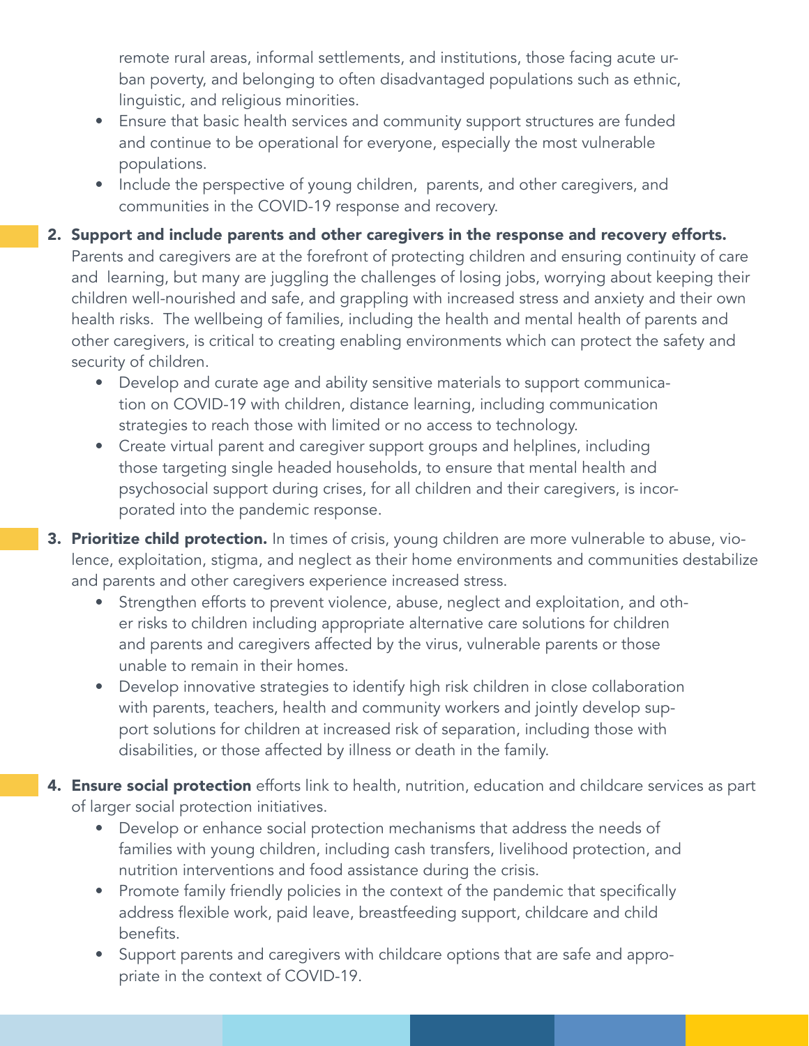remote rural areas, informal settlements, and institutions, those facing acute urban poverty, and belonging to often disadvantaged populations such as ethnic, linguistic, and religious minorities.

- Ensure that basic health services and community support structures are funded and continue to be operational for everyone, especially the most vulnerable populations.
- Include the perspective of young children, parents, and other caregivers, and communities in the COVID-19 response and recovery.

2. **Support and include parents and other caregivers in the response and recovery efforts.** Parents and caregivers are at the forefront of protecting children and ensuring continuity of care and learning, but many are juggling the challenges of losing jobs, worrying about keeping their children well-nourished and safe, and grappling with increased stress and anxiety and their own health risks. The wellbeing of families, including the health and mental health of parents and other caregivers, is critical to creating enabling environments which can protect the safety and security of children.
   - Develop and curate age and ability sensitive materials to support communication on COVID-19 with children, distance learning, including communication strategies to reach those with limited or no access to technology.
   - Create virtual parent and caregiver support groups and helplines, including those targeting single headed households, to ensure that mental health and psychosocial support during crises, for all children and their caregivers, is incorporated into the pandemic response.

3. **Prioritize child protection.** In times of crisis, young children are more vulnerable to abuse, violence, exploitation, stigma, and neglect as their home environments and communities destabilize and parents and other caregivers experience increased stress.
   - Strengthen efforts to prevent violence, abuse, neglect and exploitation, and other risks to children including appropriate alternative care solutions for children and parents and caregivers affected by the virus, vulnerable parents or those unable to remain in their homes.
   - Develop innovative strategies to identify high risk children in close collaboration with parents, teachers, health and community workers and jointly develop support solutions for children at increased risk of separation, including those with disabilities, or those affected by illness or death in the family.

4. **Ensure social protection** efforts link to health, nutrition, education and childcare services as part of larger social protection initiatives.
   - Develop or enhance social protection mechanisms that address the needs of families with young children, including cash transfers, livelihood protection, and nutrition interventions and food assistance during the crisis.
   - Promote family friendly policies in the context of the pandemic that specifically address flexible work, paid leave, breastfeeding support, childcare and child benefits.
   - Support parents and caregivers with childcare options that are safe and appropriate in the context of COVID-19.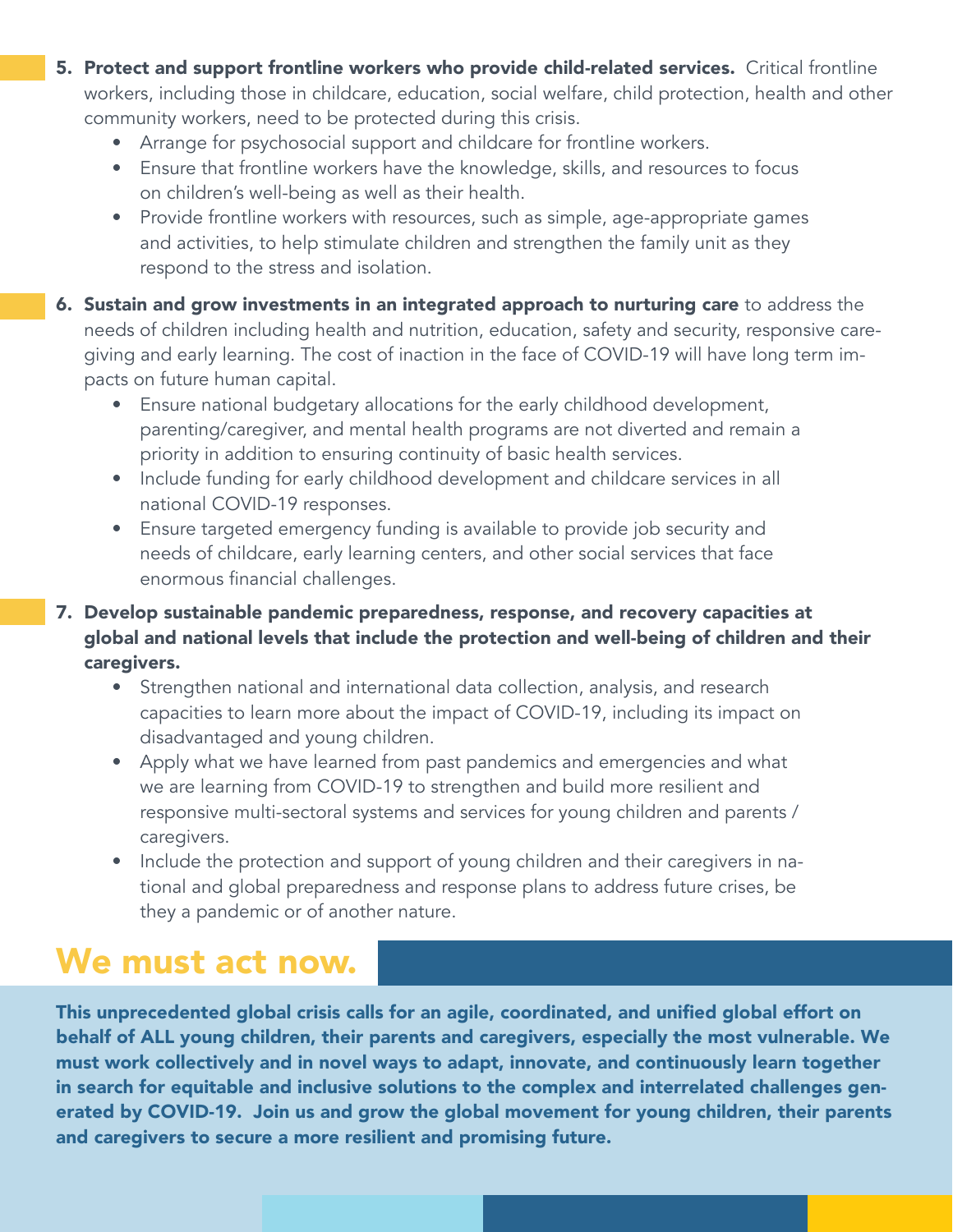5. **Protect and support frontline workers who provide child-related services.** Critical frontline workers, including those in childcare, education, social welfare, child protection, health and other community workers, need to be protected during this crisis.
    - Arrange for psychosocial support and childcare for frontline workers.
    - Ensure that frontline workers have the knowledge, skills, and resources to focus on children's well-being as well as their health.
    - Provide frontline workers with resources, such as simple, age-appropriate games and activities, to help stimulate children and strengthen the family unit as they respond to the stress and isolation.

6. **Sustain and grow investments in an integrated approach to nurturing care** to address the needs of children including health and nutrition, education, safety and security, responsive caregiving and early learning. The cost of inaction in the face of COVID-19 will have long term impacts on future human capital.
    - Ensure national budgetary allocations for the early childhood development, parenting/caregiver, and mental health programs are not diverted and remain a priority in addition to ensuring continuity of basic health services.
    - Include funding for early childhood development and childcare services in all national COVID-19 responses.
    - Ensure targeted emergency funding is available to provide job security and needs of childcare, early learning centers, and other social services that face enormous financial challenges.

7. **Develop sustainable pandemic preparedness, response, and recovery capacities at global and national levels that include the protection and well-being of children and their caregivers.**
    - Strengthen national and international data collection, analysis, and research capacities to learn more about the impact of COVID-19, including its impact on disadvantaged and young children.
    - Apply what we have learned from past pandemics and emergencies and what we are learning from COVID-19 to strengthen and build more resilient and responsive multi-sectoral systems and services for young children and parents / caregivers.
    - Include the protection and support of young children and their caregivers in national and global preparedness and response plans to address future crises, be they a pandemic or of another nature.

# We must act now.

**This unprecedented global crisis calls for an agile, coordinated, and unified global effort on behalf of ALL young children, their parents and caregivers, especially the most vulnerable. We must work collectively and in novel ways to adapt, innovate, and continuously learn together in search for equitable and inclusive solutions to the complex and interrelated challenges generated by COVID-19. Join us and grow the global movement for young children, their parents and caregivers to secure a more resilient and promising future.**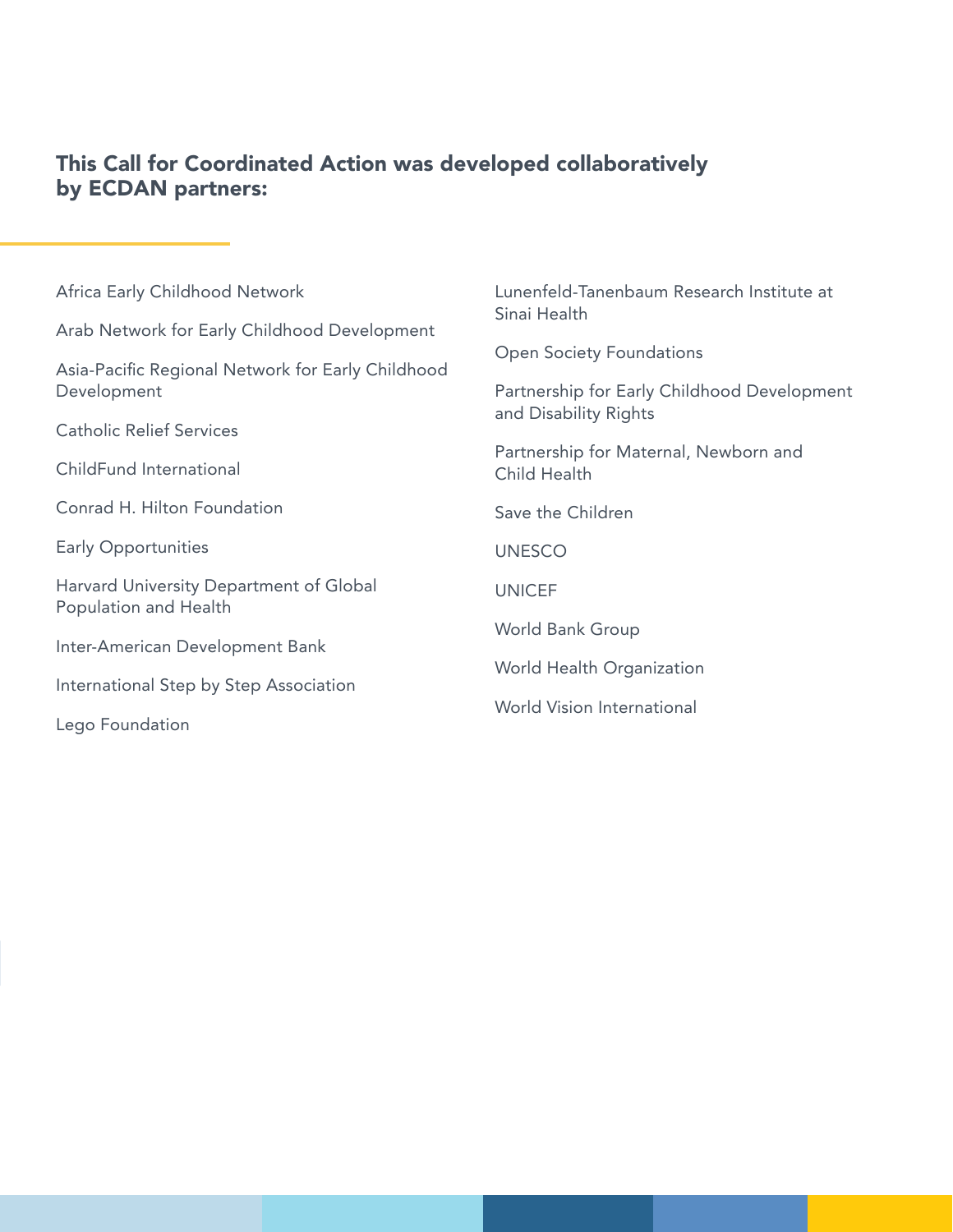## This Call for Coordinated Action was developed collaboratively by ECDAN partners:

Africa Early Childhood Network

Arab Network for Early Childhood Development

Asia-Pacific Regional Network for Early Childhood Development

Catholic Relief Services

ChildFund International

Conrad H. Hilton Foundation

Early Opportunities

Harvard University Department of Global Population and Health

Inter-American Development Bank

International Step by Step Association

Lego Foundation

Lunenfeld-Tanenbaum Research Institute at Sinai Health

Open Society Foundations

Partnership for Early Childhood Development and Disability Rights

Partnership for Maternal, Newborn and Child Health

Save the Children

UNESCO

UNICEF

World Bank Group

World Health Organization

World Vision International